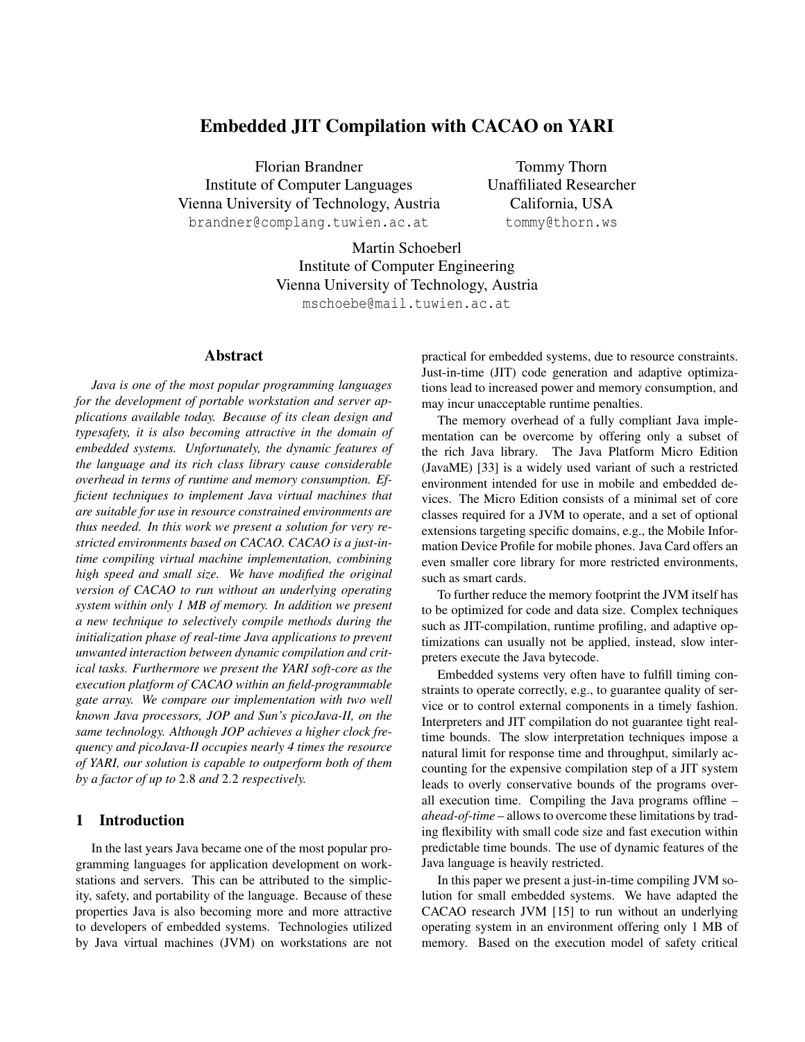# Embedded JIT Compilation with CACAO on YARI

Florian Brandner
Institute of Computer Languages
Vienna University of Technology, Austria
brandner@complang.tuwien.ac.at

Tommy Thorn
Unaffiliated Researcher
California, USA
tommy@thorn.ws

Martin Schoeberl
Institute of Computer Engineering
Vienna University of Technology, Austria
mschoebe@mail.tuwien.ac.at

## Abstract

*Java is one of the most popular programming languages for the development of portable workstation and server applications available today. Because of its clean design and typesafety, it is also becoming attractive in the domain of embedded systems. Unfortunately, the dynamic features of the language and its rich class library cause considerable overhead in terms of runtime and memory consumption. Efficient techniques to implement Java virtual machines that are suitable for use in resource constrained environments are thus needed. In this work we present a solution for very restricted environments based on CACAO. CACAO is a just-in-time compiling virtual machine implementation, combining high speed and small size. We have modified the original version of CACAO to run without an underlying operating system within only 1 MB of memory. In addition we present a new technique to selectively compile methods during the initialization phase of real-time Java applications to prevent unwanted interaction between dynamic compilation and critical tasks. Furthermore we present the YARI soft-core as the execution platform of CACAO within an field-programmable gate array. We compare our implementation with two well known Java processors, JOP and Sun's picoJava-II, on the same technology. Although JOP achieves a higher clock frequency and picoJava-II occupies nearly 4 times the resource of YARI, our solution is capable to outperform both of them by a factor of up to* 2.8 *and* 2.2 *respectively.*

## 1 Introduction

In the last years Java became one of the most popular programming languages for application development on workstations and servers. This can be attributed to the simplicity, safety, and portability of the language. Because of these properties Java is also becoming more and more attractive to developers of embedded systems. Technologies utilized by Java virtual machines (JVM) on workstations are not practical for embedded systems, due to resource constraints. Just-in-time (JIT) code generation and adaptive optimizations lead to increased power and memory consumption, and may incur unacceptable runtime penalties.

The memory overhead of a fully compliant Java implementation can be overcome by offering only a subset of the rich Java library. The Java Platform Micro Edition (JavaME) [33] is a widely used variant of such a restricted environment intended for use in mobile and embedded devices. The Micro Edition consists of a minimal set of core classes required for a JVM to operate, and a set of optional extensions targeting specific domains, e.g., the Mobile Information Device Profile for mobile phones. Java Card offers an even smaller core library for more restricted environments, such as smart cards.

To further reduce the memory footprint the JVM itself has to be optimized for code and data size. Complex techniques such as JIT-compilation, runtime profiling, and adaptive optimizations can usually not be applied, instead, slow interpreters execute the Java bytecode.

Embedded systems very often have to fulfill timing constraints to operate correctly, e.g., to guarantee quality of service or to control external components in a timely fashion. Interpreters and JIT compilation do not guarantee tight realtime bounds. The slow interpretation techniques impose a natural limit for response time and throughput, similarly accounting for the expensive compilation step of a JIT system leads to overly conservative bounds of the programs overall execution time. Compiling the Java programs offline – *ahead-of-time* – allows to overcome these limitations by trading flexibility with small code size and fast execution within predictable time bounds. The use of dynamic features of the Java language is heavily restricted.

In this paper we present a just-in-time compiling JVM solution for small embedded systems. We have adapted the CACAO research JVM [15] to run without an underlying operating system in an environment offering only 1 MB of memory. Based on the execution model of safety critical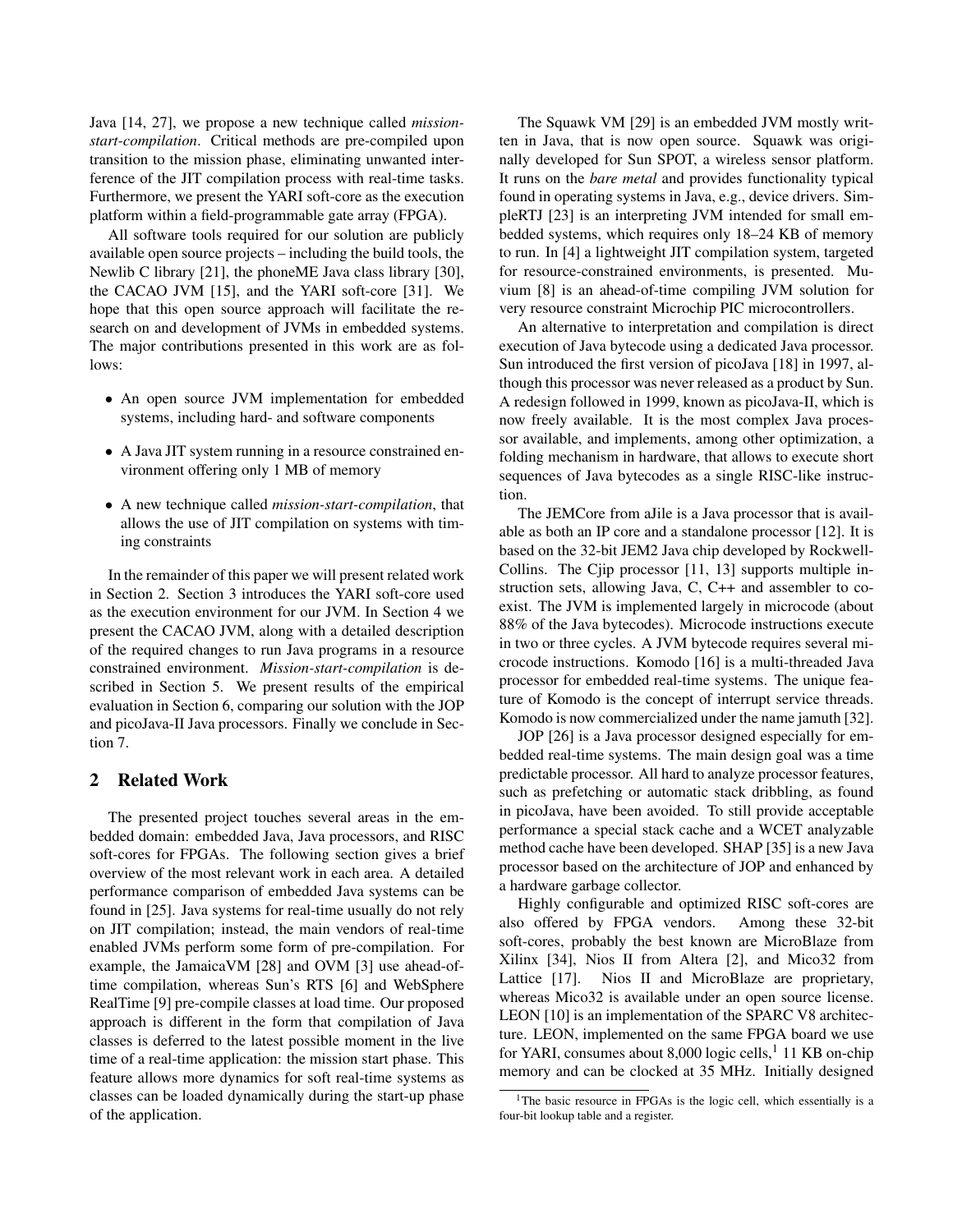Java [14, 27], we propose a new technique called *mission-start-compilation*. Critical methods are pre-compiled upon transition to the mission phase, eliminating unwanted interference of the JIT compilation process with real-time tasks. Furthermore, we present the YARI soft-core as the execution platform within a field-programmable gate array (FPGA).

All software tools required for our solution are publicly available open source projects – including the build tools, the Newlib C library [21], the phoneME Java class library [30], the CACAO JVM [15], and the YARI soft-core [31]. We hope that this open source approach will facilitate the research on and development of JVMs in embedded systems. The major contributions presented in this work are as follows:

- An open source JVM implementation for embedded systems, including hard- and software components
- A Java JIT system running in a resource constrained environment offering only 1 MB of memory
- A new technique called *mission-start-compilation*, that allows the use of JIT compilation on systems with timing constraints

In the remainder of this paper we will present related work in Section 2. Section 3 introduces the YARI soft-core used as the execution environment for our JVM. In Section 4 we present the CACAO JVM, along with a detailed description of the required changes to run Java programs in a resource constrained environment. *Mission-start-compilation* is described in Section 5. We present results of the empirical evaluation in Section 6, comparing our solution with the JOP and picoJava-II Java processors. Finally we conclude in Section 7.

## 2 Related Work

The presented project touches several areas in the embedded domain: embedded Java, Java processors, and RISC soft-cores for FPGAs. The following section gives a brief overview of the most relevant work in each area. A detailed performance comparison of embedded Java systems can be found in [25]. Java systems for real-time usually do not rely on JIT compilation; instead, the main vendors of real-time enabled JVMs perform some form of pre-compilation. For example, the JamaicaVM [28] and OVM [3] use ahead-of-time compilation, whereas Sun's RTS [6] and WebSphere RealTime [9] pre-compile classes at load time. Our proposed approach is different in the form that compilation of Java classes is deferred to the latest possible moment in the live time of a real-time application: the mission start phase. This feature allows more dynamics for soft real-time systems as classes can be loaded dynamically during the start-up phase of the application.

The Squawk VM [29] is an embedded JVM mostly written in Java, that is now open source. Squawk was originally developed for Sun SPOT, a wireless sensor platform. It runs on the *bare metal* and provides functionality typical found in operating systems in Java, e.g., device drivers. SimpleRTJ [23] is an interpreting JVM intended for small embedded systems, which requires only 18–24 KB of memory to run. In [4] a lightweight JIT compilation system, targeted for resource-constrained environments, is presented. Muvium [8] is an ahead-of-time compiling JVM solution for very resource constraint Microchip PIC microcontrollers.

An alternative to interpretation and compilation is direct execution of Java bytecode using a dedicated Java processor. Sun introduced the first version of picoJava [18] in 1997, although this processor was never released as a product by Sun. A redesign followed in 1999, known as picoJava-II, which is now freely available. It is the most complex Java processor available, and implements, among other optimization, a folding mechanism in hardware, that allows to execute short sequences of Java bytecodes as a single RISC-like instruction.

The JEMCore from aJile is a Java processor that is available as both an IP core and a standalone processor [12]. It is based on the 32-bit JEM2 Java chip developed by Rockwell-Collins. The Cjip processor [11, 13] supports multiple instruction sets, allowing Java, C, C++ and assembler to coexist. The JVM is implemented largely in microcode (about 88% of the Java bytecodes). Microcode instructions execute in two or three cycles. A JVM bytecode requires several microcode instructions. Komodo [16] is a multi-threaded Java processor for embedded real-time systems. The unique feature of Komodo is the concept of interrupt service threads. Komodo is now commercialized under the name jamuth [32].

JOP [26] is a Java processor designed especially for embedded real-time systems. The main design goal was a time predictable processor. All hard to analyze processor features, such as prefetching or automatic stack dribbling, as found in picoJava, have been avoided. To still provide acceptable performance a special stack cache and a WCET analyzable method cache have been developed. SHAP [35] is a new Java processor based on the architecture of JOP and enhanced by a hardware garbage collector.

Highly configurable and optimized RISC soft-cores are also offered by FPGA vendors. Among these 32-bit soft-cores, probably the best known are MicroBlaze from Xilinx [34], Nios II from Altera [2], and Mico32 from Lattice [17]. Nios II and MicroBlaze are proprietary, whereas Mico32 is available under an open source license. LEON [10] is an implementation of the SPARC V8 architecture. LEON, implemented on the same FPGA board we use for YARI, consumes about 8,000 logic cells,[1] 11 KB on-chip memory and can be clocked at 35 MHz. Initially designed

[1] The basic resource in FPGAs is the logic cell, which essentially is a four-bit lookup table and a register.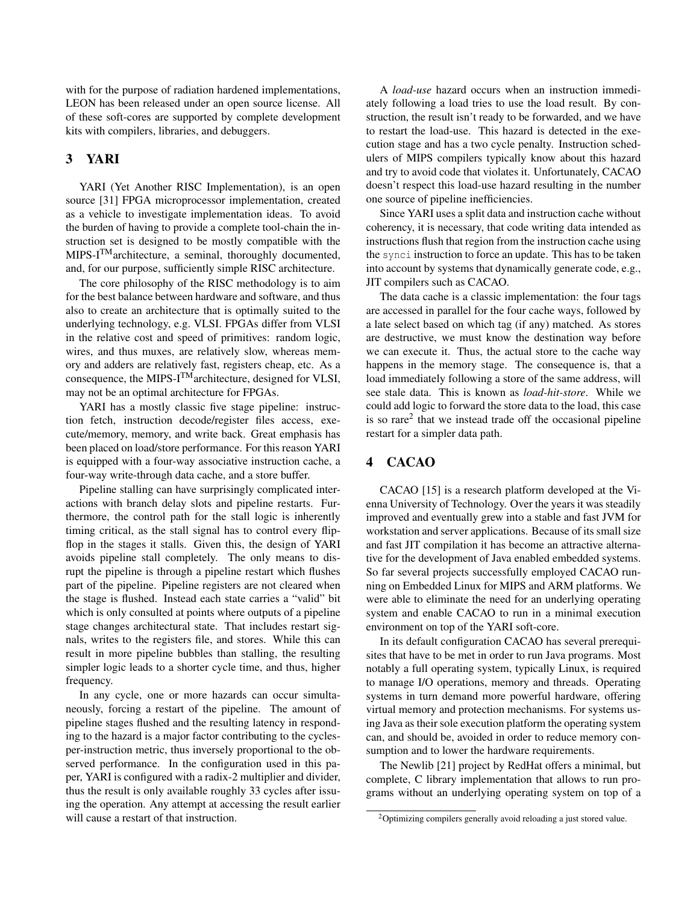with for the purpose of radiation hardened implementations, LEON has been released under an open source license. All of these soft-cores are supported by complete development kits with compilers, libraries, and debuggers.

## 3 YARI

YARI (Yet Another RISC Implementation), is an open source [31] FPGA microprocessor implementation, created as a vehicle to investigate implementation ideas. To avoid the burden of having to provide a complete tool-chain the instruction set is designed to be mostly compatible with the MIPS-I™architecture, a seminal, thoroughly documented, and, for our purpose, sufficiently simple RISC architecture.

The core philosophy of the RISC methodology is to aim for the best balance between hardware and software, and thus also to create an architecture that is optimally suited to the underlying technology, e.g. VLSI. FPGAs differ from VLSI in the relative cost and speed of primitives: random logic, wires, and thus muxes, are relatively slow, whereas memory and adders are relatively fast, registers cheap, etc. As a consequence, the MIPS-I™architecture, designed for VLSI, may not be an optimal architecture for FPGAs.

YARI has a mostly classic five stage pipeline: instruction fetch, instruction decode/register files access, execute/memory, memory, and write back. Great emphasis has been placed on load/store performance. For this reason YARI is equipped with a four-way associative instruction cache, a four-way write-through data cache, and a store buffer.

Pipeline stalling can have surprisingly complicated interactions with branch delay slots and pipeline restarts. Furthermore, the control path for the stall logic is inherently timing critical, as the stall signal has to control every flip-flop in the stages it stalls. Given this, the design of YARI avoids pipeline stall completely. The only means to disrupt the pipeline is through a pipeline restart which flushes part of the pipeline. Pipeline registers are not cleared when the stage is flushed. Instead each state carries a "valid" bit which is only consulted at points where outputs of a pipeline stage changes architectural state. That includes restart signals, writes to the registers file, and stores. While this can result in more pipeline bubbles than stalling, the resulting simpler logic leads to a shorter cycle time, and thus, higher frequency.

In any cycle, one or more hazards can occur simultaneously, forcing a restart of the pipeline. The amount of pipeline stages flushed and the resulting latency in responding to the hazard is a major factor contributing to the cycles-per-instruction metric, thus inversely proportional to the observed performance. In the configuration used in this paper, YARI is configured with a radix-2 multiplier and divider, thus the result is only available roughly 33 cycles after issuing the operation. Any attempt at accessing the result earlier will cause a restart of that instruction.

A *load-use* hazard occurs when an instruction immediately following a load tries to use the load result. By construction, the result isn't ready to be forwarded, and we have to restart the load-use. This hazard is detected in the execution stage and has a two cycle penalty. Instruction schedulers of MIPS compilers typically know about this hazard and try to avoid code that violates it. Unfortunately, CACAO doesn't respect this load-use hazard resulting in the number one source of pipeline inefficiencies.

Since YARI uses a split data and instruction cache without coherency, it is necessary, that code writing data intended as instructions flush that region from the instruction cache using the `synci` instruction to force an update. This has to be taken into account by systems that dynamically generate code, e.g., JIT compilers such as CACAO.

The data cache is a classic implementation: the four tags are accessed in parallel for the four cache ways, followed by a late select based on which tag (if any) matched. As stores are destructive, we must know the destination way before we can execute it. Thus, the actual store to the cache way happens in the memory stage. The consequence is, that a load immediately following a store of the same address, will see stale data. This is known as *load-hit-store*. While we could add logic to forward the store data to the load, this case is so rare[2] that we instead trade off the occasional pipeline restart for a simpler data path.

## 4 CACAO

CACAO [15] is a research platform developed at the Vienna University of Technology. Over the years it was steadily improved and eventually grew into a stable and fast JVM for workstation and server applications. Because of its small size and fast JIT compilation it has become an attractive alternative for the development of Java enabled embedded systems. So far several projects successfully employed CACAO running on Embedded Linux for MIPS and ARM platforms. We were able to eliminate the need for an underlying operating system and enable CACAO to run in a minimal execution environment on top of the YARI soft-core.

In its default configuration CACAO has several prerequisites that have to be met in order to run Java programs. Most notably a full operating system, typically Linux, is required to manage I/O operations, memory and threads. Operating systems in turn demand more powerful hardware, offering virtual memory and protection mechanisms. For systems using Java as their sole execution platform the operating system can, and should be, avoided in order to reduce memory consumption and to lower the hardware requirements.

The Newlib [21] project by RedHat offers a minimal, but complete, C library implementation that allows to run programs without an underlying operating system on top of a

[2] Optimizing compilers generally avoid reloading a just stored value.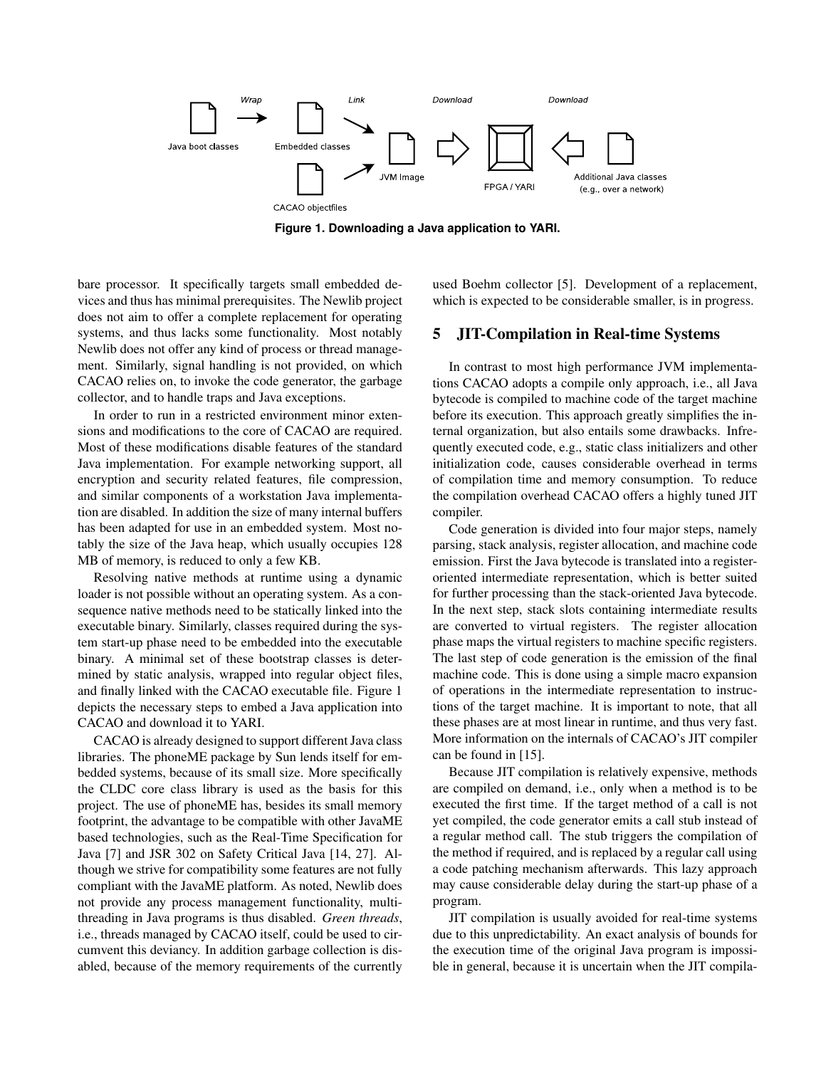Figure 1. Downloading a Java application to YARI.

bare processor. It specifically targets small embedded devices and thus has minimal prerequisites. The Newlib project does not aim to offer a complete replacement for operating systems, and thus lacks some functionality. Most notably Newlib does not offer any kind of process or thread management. Similarly, signal handling is not provided, on which CACAO relies on, to invoke the code generator, the garbage collector, and to handle traps and Java exceptions.

In order to run in a restricted environment minor extensions and modifications to the core of CACAO are required. Most of these modifications disable features of the standard Java implementation. For example networking support, all encryption and security related features, file compression, and similar components of a workstation Java implementation are disabled. In addition the size of many internal buffers has been adapted for use in an embedded system. Most notably the size of the Java heap, which usually occupies 128 MB of memory, is reduced to only a few KB.

Resolving native methods at runtime using a dynamic loader is not possible without an operating system. As a consequence native methods need to be statically linked into the executable binary. Similarly, classes required during the system start-up phase need to be embedded into the executable binary. A minimal set of these bootstrap classes is determined by static analysis, wrapped into regular object files, and finally linked with the CACAO executable file. Figure 1 depicts the necessary steps to embed a Java application into CACAO and download it to YARI.

CACAO is already designed to support different Java class libraries. The phoneME package by Sun lends itself for embedded systems, because of its small size. More specifically the CLDC core class library is used as the basis for this project. The use of phoneME has, besides its small memory footprint, the advantage to be compatible with other JavaME based technologies, such as the Real-Time Specification for Java [7] and JSR 302 on Safety Critical Java [14, 27]. Although we strive for compatibility some features are not fully compliant with the JavaME platform. As noted, Newlib does not provide any process management functionality, multithreading in Java programs is thus disabled. *Green threads*, i.e., threads managed by CACAO itself, could be used to circumvent this deviancy. In addition garbage collection is disabled, because of the memory requirements of the currently used Boehm collector [5]. Development of a replacement, which is expected to be considerable smaller, is in progress.

## 5 JIT-Compilation in Real-time Systems

In contrast to most high performance JVM implementations CACAO adopts a compile only approach, i.e., all Java bytecode is compiled to machine code of the target machine before its execution. This approach greatly simplifies the internal organization, but also entails some drawbacks. Infrequently executed code, e.g., static class initializers and other initialization code, causes considerable overhead in terms of compilation time and memory consumption. To reduce the compilation overhead CACAO offers a highly tuned JIT compiler.

Code generation is divided into four major steps, namely parsing, stack analysis, register allocation, and machine code emission. First the Java bytecode is translated into a register-oriented intermediate representation, which is better suited for further processing than the stack-oriented Java bytecode. In the next step, stack slots containing intermediate results are converted to virtual registers. The register allocation phase maps the virtual registers to machine specific registers. The last step of code generation is the emission of the final machine code. This is done using a simple macro expansion of operations in the intermediate representation to instructions of the target machine. It is important to note, that all these phases are at most linear in runtime, and thus very fast. More information on the internals of CACAO's JIT compiler can be found in [15].

Because JIT compilation is relatively expensive, methods are compiled on demand, i.e., only when a method is to be executed the first time. If the target method of a call is not yet compiled, the code generator emits a call stub instead of a regular method call. The stub triggers the compilation of the method if required, and is replaced by a regular call using a code patching mechanism afterwards. This lazy approach may cause considerable delay during the start-up phase of a program.

JIT compilation is usually avoided for real-time systems due to this unpredictability. An exact analysis of bounds for the execution time of the original Java program is impossible in general, because it is uncertain when the JIT compila-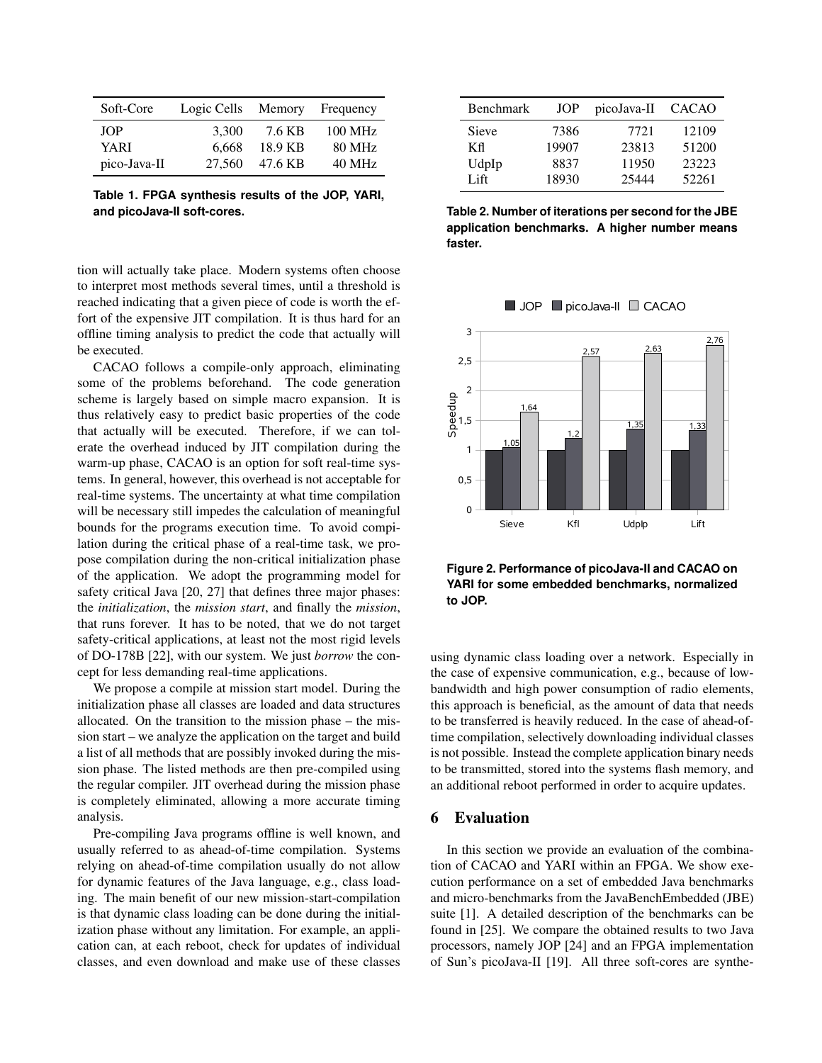| Soft-Core | Logic Cells | Memory | Frequency |
|---|---|---|---|
| JOP | 3,300 | 7.6 KB | 100 MHz |
| YARI | 6,668 | 18.9 KB | 80 MHz |
| pico-Java-II | 27,560 | 47.6 KB | 40 MHz |

**Table 1. FPGA synthesis results of the JOP, YARI, and picoJava-II soft-cores.**

tion will actually take place. Modern systems often choose to interpret most methods several times, until a threshold is reached indicating that a given piece of code is worth the effort of the expensive JIT compilation. It is thus hard for an offline timing analysis to predict the code that actually will be executed.

CACAO follows a compile-only approach, eliminating some of the problems beforehand. The code generation scheme is largely based on simple macro expansion. It is thus relatively easy to predict basic properties of the code that actually will be executed. Therefore, if we can tolerate the overhead induced by JIT compilation during the warm-up phase, CACAO is an option for soft real-time systems. In general, however, this overhead is not acceptable for real-time systems. The uncertainty at what time compilation will be necessary still impedes the calculation of meaningful bounds for the programs execution time. To avoid compilation during the critical phase of a real-time task, we propose compilation during the non-critical initialization phase of the application. We adopt the programming model for safety critical Java [20, 27] that defines three major phases: the *initialization*, the *mission start*, and finally the *mission*, that runs forever. It has to be noted, that we do not target safety-critical applications, at least not the most rigid levels of DO-178B [22], with our system. We just *borrow* the concept for less demanding real-time applications.

We propose a compile at mission start model. During the initialization phase all classes are loaded and data structures allocated. On the transition to the mission phase – the mission start – we analyze the application on the target and build a list of all methods that are possibly invoked during the mission phase. The listed methods are then pre-compiled using the regular compiler. JIT overhead during the mission phase is completely eliminated, allowing a more accurate timing analysis.

Pre-compiling Java programs offline is well known, and usually referred to as ahead-of-time compilation. Systems relying on ahead-of-time compilation usually do not allow for dynamic features of the Java language, e.g., class loading. The main benefit of our new mission-start-compilation is that dynamic class loading can be done during the initialization phase without any limitation. For example, an application can, at each reboot, check for updates of individual classes, and even download and make use of these classes using dynamic class loading over a network. Especially in the case of expensive communication, e.g., because of low-bandwidth and high power consumption of radio elements, this approach is beneficial, as the amount of data that needs to be transferred is heavily reduced. In the case of ahead-of-time compilation, selectively downloading individual classes is not possible. Instead the complete application binary needs to be transmitted, stored into the systems flash memory, and an additional reboot performed in order to acquire updates.

| Benchmark | JOP | picoJava-II | CACAO |
|---|---|---|---|
| Sieve | 7386 | 7721 | 12109 |
| Kfl | 19907 | 23813 | 51200 |
| UdpIp | 8837 | 11950 | 23223 |
| Lift | 18930 | 25444 | 52261 |

**Table 2. Number of iterations per second for the JBE application benchmarks. A higher number means faster.**

**Figure 2. Performance of picoJava-II and CACAO on YARI for some embedded benchmarks, normalized to JOP.**

## 6 Evaluation

In this section we provide an evaluation of the combination of CACAO and YARI within an FPGA. We show execution performance on a set of embedded Java benchmarks and micro-benchmarks from the JavaBenchEmbedded (JBE) suite [1]. A detailed description of the benchmarks can be found in [25]. We compare the obtained results to two Java processors, namely JOP [24] and an FPGA implementation of Sun's picoJava-II [19]. All three soft-cores are synthe-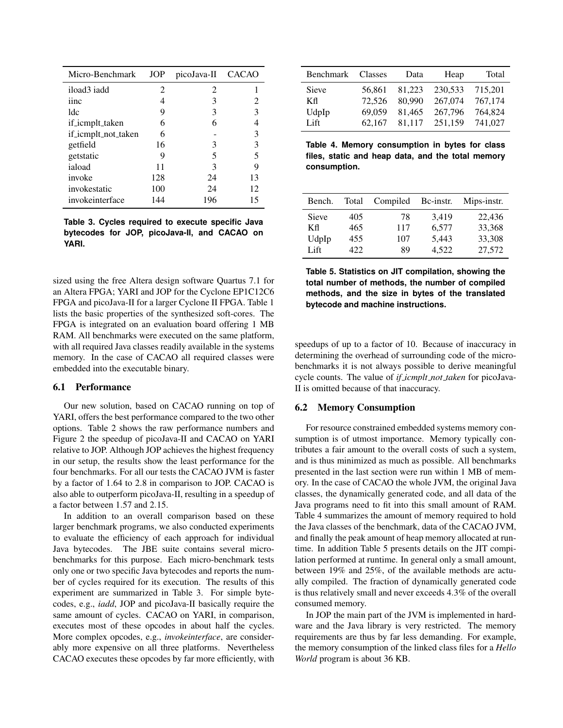| Micro-Benchmark | JOP | picoJava-II | CACAO |
|---|---|---|---|
| iload3 iadd | 2 | 2 | 1 |
| iinc | 4 | 3 | 2 |
| ldc | 9 | 3 | 3 |
| if_icmplt_taken | 6 | 6 | 4 |
| if_icmplt_not_taken | 6 | - | 3 |
| getfield | 16 | 3 | 3 |
| getstatic | 9 | 5 | 5 |
| iaload | 11 | 3 | 9 |
| invoke | 128 | 24 | 13 |
| invokestatic | 100 | 24 | 12 |
| invokeinterface | 144 | 196 | 15 |

**Table 3. Cycles required to execute specific Java bytecodes for JOP, picoJava-II, and CACAO on YARI.**

sized using the free Altera design software Quartus 7.1 for an Altera FPGA; YARI and JOP for the Cyclone EP1C12C6 FPGA and picoJava-II for a larger Cyclone II FPGA. Table 1 lists the basic properties of the synthesized soft-cores. The FPGA is integrated on an evaluation board offering 1 MB RAM. All benchmarks were executed on the same platform, with all required Java classes readily available in the systems memory. In the case of CACAO all required classes were embedded into the executable binary.

### 6.1 Performance

Our new solution, based on CACAO running on top of YARI, offers the best performance compared to the two other options. Table 2 shows the raw performance numbers and Figure 2 the speedup of picoJava-II and CACAO on YARI relative to JOP. Although JOP achieves the highest frequency in our setup, the results show the least performance for the four benchmarks. For all our tests the CACAO JVM is faster by a factor of 1.64 to 2.8 in comparison to JOP. CACAO is also able to outperform picoJava-II, resulting in a speedup of a factor between 1.57 and 2.15.

In addition to an overall comparison based on these larger benchmark programs, we also conducted experiments to evaluate the efficiency of each approach for individual Java bytecodes. The JBE suite contains several micro-benchmarks for this purpose. Each micro-benchmark tests only one or two specific Java bytecodes and reports the number of cycles required for its execution. The results of this experiment are summarized in Table 3. For simple bytecodes, e.g., *iadd*, JOP and picoJava-II basically require the same amount of cycles. CACAO on YARI, in comparison, executes most of these opcodes in about half the cycles. More complex opcodes, e.g., *invokeinterface*, are considerably more expensive on all three platforms. Nevertheless CACAO executes these opcodes by far more efficiently, with speedups of up to a factor of 10. Because of inaccuracy in determining the overhead of surrounding code of the micro-benchmarks it is not always possible to derive meaningful cycle counts. The value of *if_icmplt_not_taken* for picoJava-II is omitted because of that inaccuracy.

| Benchmark | Classes | Data | Heap | Total |
|---|---|---|---|---|
| Sieve | 56,861 | 81,223 | 230,533 | 715,201 |
| Kfl | 72,526 | 80,990 | 267,074 | 767,174 |
| UdpIp | 69,059 | 81,465 | 267,796 | 764,824 |
| Lift | 62,167 | 81,117 | 251,159 | 741,027 |

**Table 4. Memory consumption in bytes for class files, static and heap data, and the total memory consumption.**

| Bench. | Total | Compiled | Bc-instr. | Mips-instr. |
|---|---|---|---|---|
| Sieve | 405 | 78 | 3,419 | 22,436 |
| Kfl | 465 | 117 | 6,577 | 33,368 |
| UdpIp | 455 | 107 | 5,443 | 33,308 |
| Lift | 422 | 89 | 4,522 | 27,572 |

**Table 5. Statistics on JIT compilation, showing the total number of methods, the number of compiled methods, and the size in bytes of the translated bytecode and machine instructions.**

### 6.2 Memory Consumption

For resource constrained embedded systems memory consumption is of utmost importance. Memory typically contributes a fair amount to the overall costs of such a system, and is thus minimized as much as possible. All benchmarks presented in the last section were run within 1 MB of memory. In the case of CACAO the whole JVM, the original Java classes, the dynamically generated code, and all data of the Java programs need to fit into this small amount of RAM. Table 4 summarizes the amount of memory required to hold the Java classes of the benchmark, data of the CACAO JVM, and finally the peak amount of heap memory allocated at runtime. In addition Table 5 presents details on the JIT compilation performed at runtime. In general only a small amount, between 19% and 25%, of the available methods are actually compiled. The fraction of dynamically generated code is thus relatively small and never exceeds 4.3% of the overall consumed memory.

In JOP the main part of the JVM is implemented in hardware and the Java library is very restricted. The memory requirements are thus by far less demanding. For example, the memory consumption of the linked class files for a *Hello World* program is about 36 KB.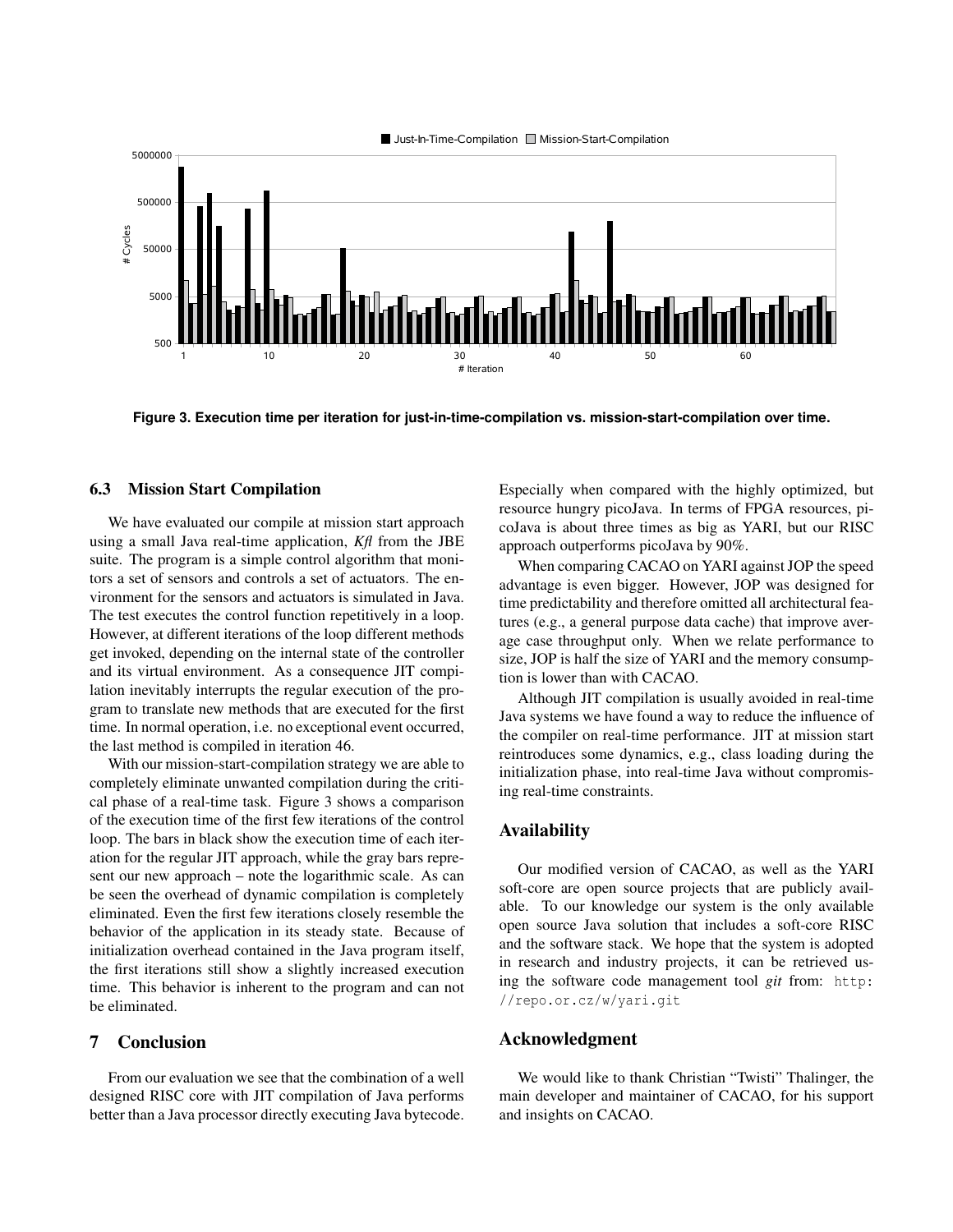Figure 3. Execution time per iteration for just-in-time-compilation vs. mission-start-compilation over time.

### 6.3 Mission Start Compilation

We have evaluated our compile at mission start approach using a small Java real-time application, *Kfl* from the JBE suite. The program is a simple control algorithm that monitors a set of sensors and controls a set of actuators. The environment for the sensors and actuators is simulated in Java. The test executes the control function repetitively in a loop. However, at different iterations of the loop different methods get invoked, depending on the internal state of the controller and its virtual environment. As a consequence JIT compilation inevitably interrupts the regular execution of the program to translate new methods that are executed for the first time. In normal operation, i.e. no exceptional event occurred, the last method is compiled in iteration 46.

With our mission-start-compilation strategy we are able to completely eliminate unwanted compilation during the critical phase of a real-time task. Figure 3 shows a comparison of the execution time of the first few iterations of the control loop. The bars in black show the execution time of each iteration for the regular JIT approach, while the gray bars represent our new approach – note the logarithmic scale. As can be seen the overhead of dynamic compilation is completely eliminated. Even the first few iterations closely resemble the behavior of the application in its steady state. Because of initialization overhead contained in the Java program itself, the first iterations still show a slightly increased execution time. This behavior is inherent to the program and can not be eliminated.

## 7 Conclusion

From our evaluation we see that the combination of a well designed RISC core with JIT compilation of Java performs better than a Java processor directly executing Java bytecode. Especially when compared with the highly optimized, but resource hungry picoJava. In terms of FPGA resources, picoJava is about three times as big as YARI, but our RISC approach outperforms picoJava by 90%.

When comparing CACAO on YARI against JOP the speed advantage is even bigger. However, JOP was designed for time predictability and therefore omitted all architectural features (e.g., a general purpose data cache) that improve average case throughput only. When we relate performance to size, JOP is half the size of YARI and the memory consumption is lower than with CACAO.

Although JIT compilation is usually avoided in real-time Java systems we have found a way to reduce the influence of the compiler on real-time performance. JIT at mission start reintroduces some dynamics, e.g., class loading during the initialization phase, into real-time Java without compromising real-time constraints.

## Availability

Our modified version of CACAO, as well as the YARI soft-core are open source projects that are publicly available. To our knowledge our system is the only available open source Java solution that includes a soft-core RISC and the software stack. We hope that the system is adopted in research and industry projects, it can be retrieved using the software code management tool *git* from: `http://repo.or.cz/w/yari.git`

## Acknowledgment

We would like to thank Christian "Twisti" Thalinger, the main developer and maintainer of CACAO, for his support and insights on CACAO.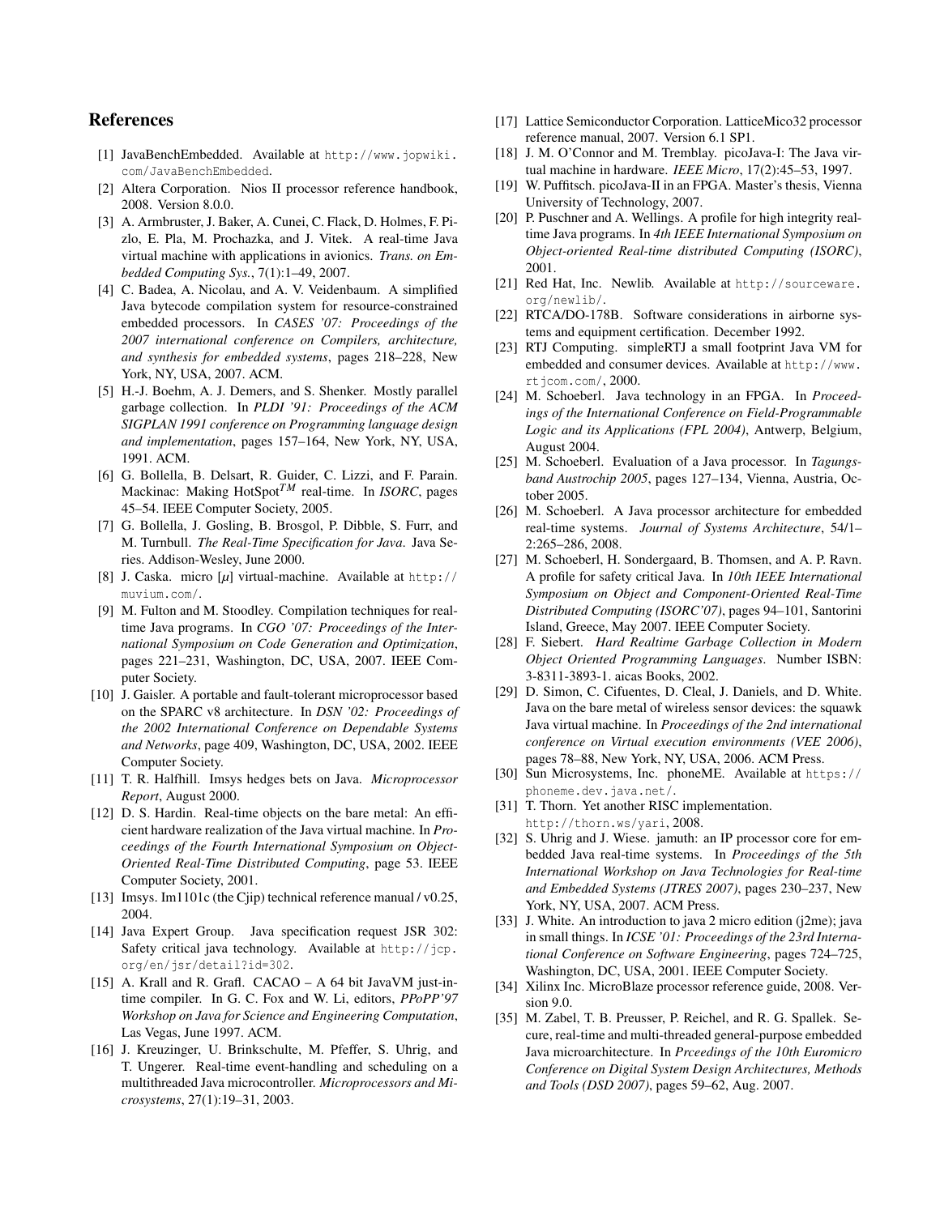## References

[1] JavaBenchEmbedded. Available at http://www.jopwiki.com/JavaBenchEmbedded.

[2] Altera Corporation. Nios II processor reference handbook, 2008. Version 8.0.0.

[3] A. Armbruster, J. Baker, A. Cunei, C. Flack, D. Holmes, F. Pizlo, E. Pla, M. Prochazka, and J. Vitek. A real-time Java virtual machine with applications in avionics. *Trans. on Embedded Computing Sys.*, 7(1):1–49, 2007.

[4] C. Badea, A. Nicolau, and A. V. Veidenbaum. A simplified Java bytecode compilation system for resource-constrained embedded processors. In *CASES '07: Proceedings of the 2007 international conference on Compilers, architecture, and synthesis for embedded systems*, pages 218–228, New York, NY, USA, 2007. ACM.

[5] H.-J. Boehm, A. J. Demers, and S. Shenker. Mostly parallel garbage collection. In *PLDI '91: Proceedings of the ACM SIGPLAN 1991 conference on Programming language design and implementation*, pages 157–164, New York, NY, USA, 1991. ACM.

[6] G. Bollella, B. Delsart, R. Guider, C. Lizzi, and F. Parain. Mackinac: Making HotSpot$^{TM}$ real-time. In *ISORC*, pages 45–54. IEEE Computer Society, 2005.

[7] G. Bollella, J. Gosling, B. Brosgol, P. Dibble, S. Furr, and M. Turnbull. *The Real-Time Specification for Java*. Java Series. Addison-Wesley, June 2000.

[8] J. Caska. micro [$\mu$] virtual-machine. Available at http://muvium.com/.

[9] M. Fulton and M. Stoodley. Compilation techniques for real-time Java programs. In *CGO '07: Proceedings of the International Symposium on Code Generation and Optimization*, pages 221–231, Washington, DC, USA, 2007. IEEE Computer Society.

[10] J. Gaisler. A portable and fault-tolerant microprocessor based on the SPARC v8 architecture. In *DSN '02: Proceedings of the 2002 International Conference on Dependable Systems and Networks*, page 409, Washington, DC, USA, 2002. IEEE Computer Society.

[11] T. R. Halfhill. Imsys hedges bets on Java. *Microprocessor Report*, August 2000.

[12] D. S. Hardin. Real-time objects on the bare metal: An efficient hardware realization of the Java virtual machine. In *Proceedings of the Fourth International Symposium on Object-Oriented Real-Time Distributed Computing*, page 53. IEEE Computer Society, 2001.

[13] Imsys. Im1101c (the Cjip) technical reference manual / v0.25, 2004.

[14] Java Expert Group. Java specification request JSR 302: Safety critical java technology. Available at http://jcp.org/en/jsr/detail?id=302.

[15] A. Krall and R. Grafl. CACAO – A 64 bit JavaVM just-in-time compiler. In G. C. Fox and W. Li, editors, *PPoPP'97 Workshop on Java for Science and Engineering Computation*, Las Vegas, June 1997. ACM.

[16] J. Kreuzinger, U. Brinkschulte, M. Pfeffer, S. Uhrig, and T. Ungerer. Real-time event-handling and scheduling on a multithreaded Java microcontroller. *Microprocessors and Microsystems*, 27(1):19–31, 2003.

[17] Lattice Semiconductor Corporation. LatticeMico32 processor reference manual, 2007. Version 6.1 SP1.

[18] J. M. O'Connor and M. Tremblay. picoJava-I: The Java virtual machine in hardware. *IEEE Micro*, 17(2):45–53, 1997.

[19] W. Puffitsch. picoJava-II in an FPGA. Master's thesis, Vienna University of Technology, 2007.

[20] P. Puschner and A. Wellings. A profile for high integrity real-time Java programs. In *4th IEEE International Symposium on Object-oriented Real-time distributed Computing (ISORC)*, 2001.

[21] Red Hat, Inc. Newlib. Available at http://sourceware.org/newlib/.

[22] RTCA/DO-178B. Software considerations in airborne systems and equipment certification. December 1992.

[23] RTJ Computing. simpleRTJ a small footprint Java VM for embedded and consumer devices. Available at http://www.rtjcom.com/, 2000.

[24] M. Schoeberl. Java technology in an FPGA. In *Proceedings of the International Conference on Field-Programmable Logic and its Applications (FPL 2004)*, Antwerp, Belgium, August 2004.

[25] M. Schoeberl. Evaluation of a Java processor. In *Tagungsband Austrochip 2005*, pages 127–134, Vienna, Austria, October 2005.

[26] M. Schoeberl. A Java processor architecture for embedded real-time systems. *Journal of Systems Architecture*, 54/1–2:265–286, 2008.

[27] M. Schoeberl, H. Sondergaard, B. Thomsen, and A. P. Ravn. A profile for safety critical Java. In *10th IEEE International Symposium on Object and Component-Oriented Real-Time Distributed Computing (ISORC'07)*, pages 94–101, Santorini Island, Greece, May 2007. IEEE Computer Society.

[28] F. Siebert. *Hard Realtime Garbage Collection in Modern Object Oriented Programming Languages*. Number ISBN: 3-8311-3893-1. aicas Books, 2002.

[29] D. Simon, C. Cifuentes, D. Cleal, J. Daniels, and D. White. Java on the bare metal of wireless sensor devices: the squawk Java virtual machine. In *Proceedings of the 2nd international conference on Virtual execution environments (VEE 2006)*, pages 78–88, New York, NY, USA, 2006. ACM Press.

[30] Sun Microsystems, Inc. phoneME. Available at https://phoneme.dev.java.net/.

[31] T. Thorn. Yet another RISC implementation. http://thorn.ws/yari, 2008.

[32] S. Uhrig and J. Wiese. jamuth: an IP processor core for embedded Java real-time systems. In *Proceedings of the 5th International Workshop on Java Technologies for Real-time and Embedded Systems (JTRES 2007)*, pages 230–237, New York, NY, USA, 2007. ACM Press.

[33] J. White. An introduction to java 2 micro edition (j2me); java in small things. In *ICSE '01: Proceedings of the 23rd International Conference on Software Engineering*, pages 724–725, Washington, DC, USA, 2001. IEEE Computer Society.

[34] Xilinx Inc. MicroBlaze processor reference guide, 2008. Version 9.0.

[35] M. Zabel, T. B. Preusser, P. Reichel, and R. G. Spallek. Secure, real-time and multi-threaded general-purpose embedded Java microarchitecture. In *Prceedings of the 10th Euromicro Conference on Digital System Design Architectures, Methods and Tools (DSD 2007)*, pages 59–62, Aug. 2007.